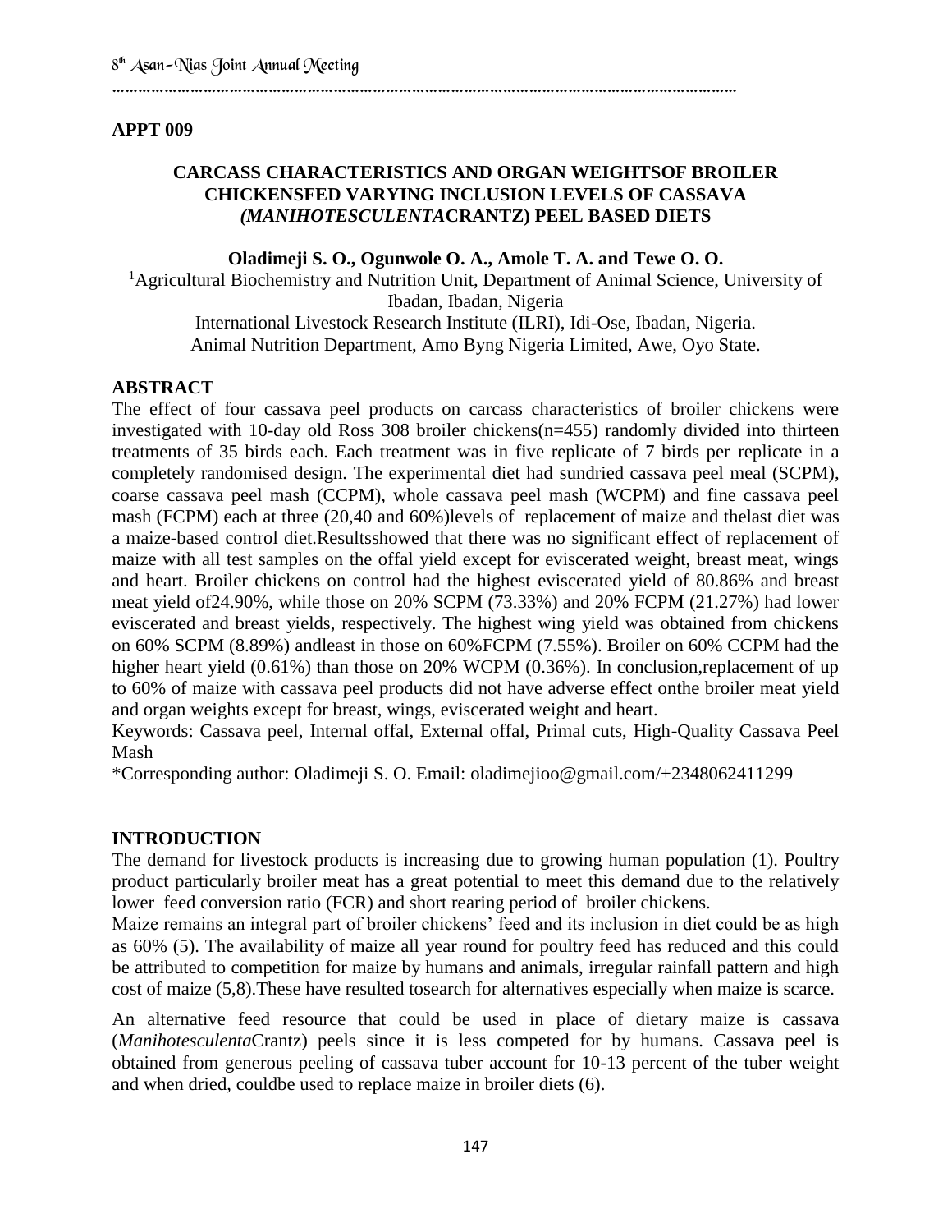**APPT 009**

## CARCASS CHARACTERISTICS AND ORGAN WEIGHTSOF BROILER CHICKENSFED VARYING INCLUSION LEVELS OF CASSAVA *(MANIHOTESCULENTA*CRANTZ) PEEL BASED DIETS

**Oladimeji S. O., Ogunwole O. A., Amole T. A. and Tewe O. O.**

[1]Agricultural Biochemistry and Nutrition Unit, Department of Animal Science, University of Ibadan, Ibadan, Nigeria

International Livestock Research Institute (ILRI), Idi-Ose, Ibadan, Nigeria.

Animal Nutrition Department, Amo Byng Nigeria Limited, Awe, Oyo State.

### ABSTRACT

The effect of four cassava peel products on carcass characteristics of broiler chickens were investigated with 10-day old Ross 308 broiler chickens(n=455) randomly divided into thirteen treatments of 35 birds each. Each treatment was in five replicate of 7 birds per replicate in a completely randomised design. The experimental diet had sundried cassava peel meal (SCPM), coarse cassava peel mash (CCPM), whole cassava peel mash (WCPM) and fine cassava peel mash (FCPM) each at three (20,40 and 60%)levels of replacement of maize and thelast diet was a maize-based control diet.Resultsshowed that there was no significant effect of replacement of maize with all test samples on the offal yield except for eviscerated weight, breast meat, wings and heart. Broiler chickens on control had the highest eviscerated yield of 80.86% and breast meat yield of24.90%, while those on 20% SCPM (73.33%) and 20% FCPM (21.27%) had lower eviscerated and breast yields, respectively. The highest wing yield was obtained from chickens on 60% SCPM (8.89%) andleast in those on 60%FCPM (7.55%). Broiler on 60% CCPM had the higher heart yield (0.61%) than those on 20% WCPM (0.36%). In conclusion,replacement of up to 60% of maize with cassava peel products did not have adverse effect onthe broiler meat yield and organ weights except for breast, wings, eviscerated weight and heart.

Keywords: Cassava peel, Internal offal, External offal, Primal cuts, High-Quality Cassava Peel Mash

*Corresponding author: Oladimeji S. O. Email: oladimejioo@gmail.com/+2348062411299

### INTRODUCTION

The demand for livestock products is increasing due to growing human population (1). Poultry product particularly broiler meat has a great potential to meet this demand due to the relatively lower feed conversion ratio (FCR) and short rearing period of broiler chickens.

Maize remains an integral part of broiler chickens' feed and its inclusion in diet could be as high as 60% (5). The availability of maize all year round for poultry feed has reduced and this could be attributed to competition for maize by humans and animals, irregular rainfall pattern and high cost of maize (5,8).These have resulted tosearch for alternatives especially when maize is scarce.

An alternative feed resource that could be used in place of dietary maize is cassava (*Manihotesculenta*Crantz) peels since it is less competed for by humans. Cassava peel is obtained from generous peeling of cassava tuber account for 10-13 percent of the tuber weight and when dried, couldbe used to replace maize in broiler diets (6).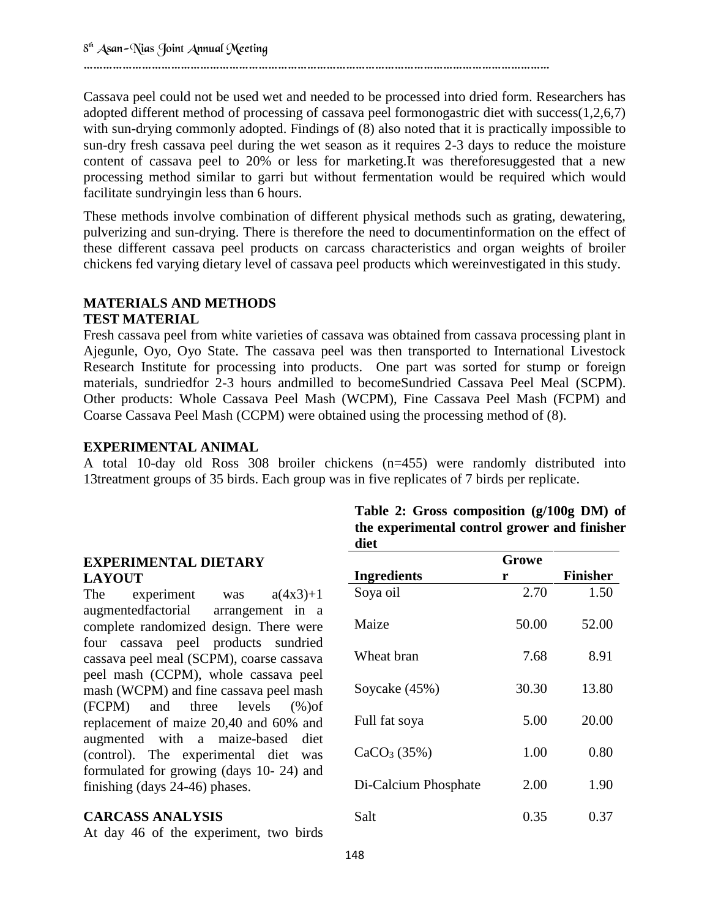Cassava peel could not be used wet and needed to be processed into dried form. Researchers has adopted different method of processing of cassava peel formonogastric diet with success(1,2,6,7) with sun-drying commonly adopted. Findings of (8) also noted that it is practically impossible to sun-dry fresh cassava peel during the wet season as it requires 2-3 days to reduce the moisture content of cassava peel to 20% or less for marketing.It was thereforesuggested that a new processing method similar to garri but without fermentation would be required which would facilitate sundryingin less than 6 hours.

These methods involve combination of different physical methods such as grating, dewatering, pulverizing and sun-drying. There is therefore the need to documentinformation on the effect of these different cassava peel products on carcass characteristics and organ weights of broiler chickens fed varying dietary level of cassava peel products which wereinvestigated in this study.

## MATERIALS AND METHODS

### TEST MATERIAL

Fresh cassava peel from white varieties of cassava was obtained from cassava processing plant in Ajegunle, Oyo, Oyo State. The cassava peel was then transported to International Livestock Research Institute for processing into products. One part was sorted for stump or foreign materials, sundriedfor 2-3 hours andmilled to becomeSundried Cassava Peel Meal (SCPM). Other products: Whole Cassava Peel Mash (WCPM), Fine Cassava Peel Mash (FCPM) and Coarse Cassava Peel Mash (CCPM) were obtained using the processing method of (8).

### EXPERIMENTAL ANIMAL

A total 10-day old Ross 308 broiler chickens (n=455) were randomly distributed into 13treatment groups of 35 birds. Each group was in five replicates of 7 birds per replicate.

### EXPERIMENTAL DIETARY LAYOUT

The experiment was a(4x3)+1 augmentedfactorial arrangement in a complete randomized design. There were four cassava peel products sundried cassava peel meal (SCPM), coarse cassava peel mash (CCPM), whole cassava peel mash (WCPM) and fine cassava peel mash (FCPM) and three levels (%)of replacement of maize 20,40 and 60% and augmented with a maize-based diet (control). The experimental diet was formulated for growing (days 10- 24) and finishing (days 24-46) phases.

### CARCASS ANALYSIS

At day 46 of the experiment, two birds

**Table 2: Gross composition (g/100g DM) of the experimental control grower and finisher diet**

| Ingredients | Grower | Finisher |
|---|---|---|
| Soya oil | 2.70 | 1.50 |
| Maize | 50.00 | 52.00 |
| Wheat bran | 7.68 | 8.91 |
| Soycake (45%) | 30.30 | 13.80 |
| Full fat soya | 5.00 | 20.00 |
| $CaCO_3$ (35%) | 1.00 | 0.80 |
| Di-Calcium Phosphate | 2.00 | 1.90 |
| Salt | 0.35 | 0.37 |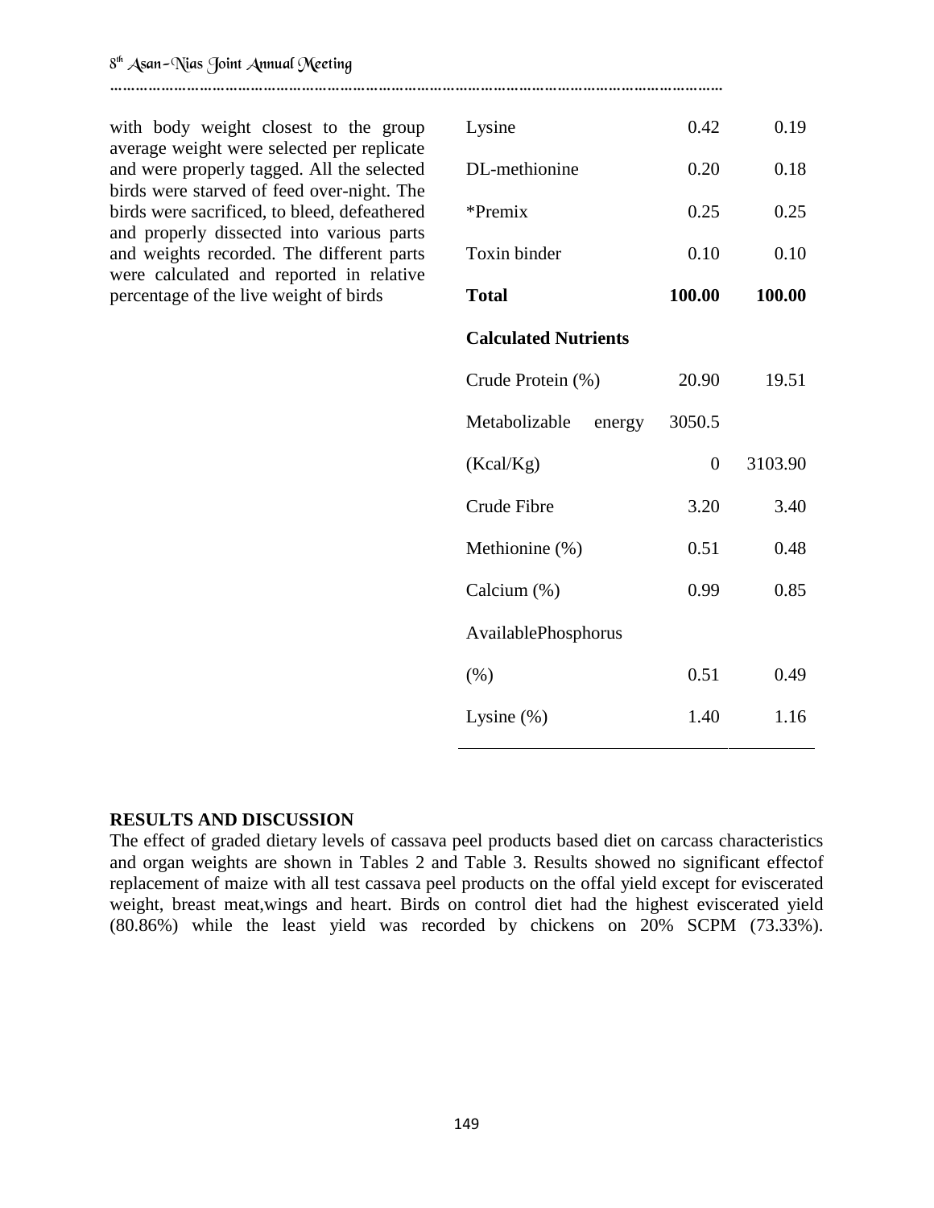with body weight closest to the group average weight were selected per replicate and were properly tagged. All the selected birds were starved of feed over-night. The birds were sacrificed, to bleed, defeathered and properly dissected into various parts and weights recorded. The different parts were calculated and reported in relative percentage of the live weight of birds

| | | |
|---|---|---|
| Lysine | 0.42 | 0.19 |
| DL-methionine | 0.20 | 0.18 |
| *Premix | 0.25 | 0.25 |
| Toxin binder | 0.10 | 0.10 |
| **Total** | **100.00** | **100.00** |
| **Calculated Nutrients** | | |
| Crude Protein (%) | 20.90 | 19.51 |
| Metabolizable energy (Kcal/Kg) | 3050.50 | 3103.90 |
| Crude Fibre | 3.20 | 3.40 |
| Methionine (%) | 0.51 | 0.48 |
| Calcium (%) | 0.99 | 0.85 |
| AvailablePhosphorus (%) | 0.51 | 0.49 |
| Lysine (%) | 1.40 | 1.16 |

**RESULTS AND DISCUSSION**

The effect of graded dietary levels of cassava peel products based diet on carcass characteristics and organ weights are shown in Tables 2 and Table 3. Results showed no significant effectof replacement of maize with all test cassava peel products on the offal yield except for eviscerated weight, breast meat,wings and heart. Birds on control diet had the highest eviscerated yield (80.86%) while the least yield was recorded by chickens on 20% SCPM (73.33%).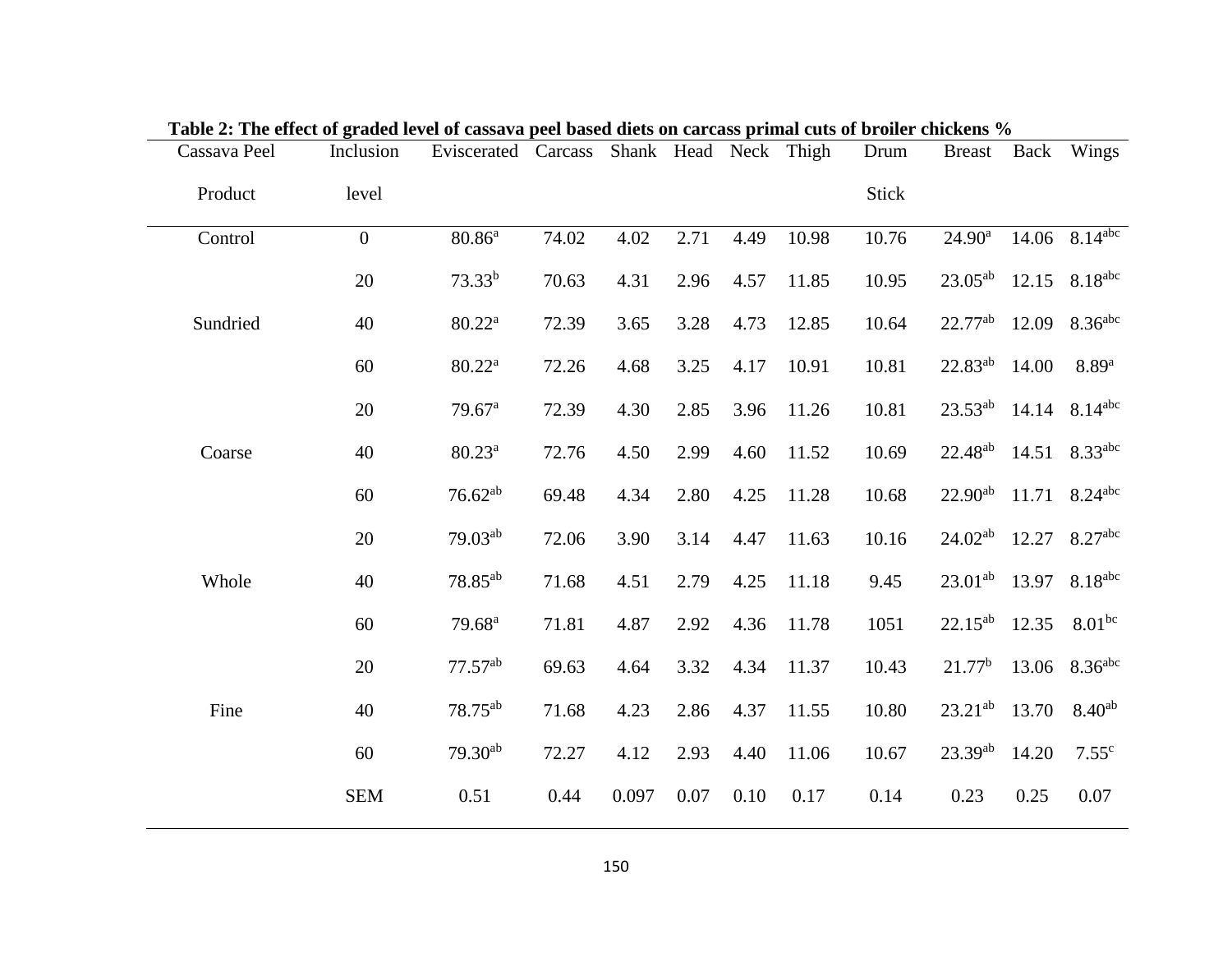**Table 2: The effect of graded level of cassava peel based diets on carcass primal cuts of broiler chickens %**

| Cassava Peel Product | Inclusion level | Eviscerated | Carcass | Shank | Head | Neck | Thigh | Drum Stick | Breast | Back | Wings |
|---|---|---|---|---|---|---|---|---|---|---|---|
| Control | 0 | 80.86$^{a}$ | 74.02 | 4.02 | 2.71 | 4.49 | 10.98 | 10.76 | 24.90$^{a}$ | 14.06 | 8.14$^{abc}$ |
| Sundried | 20 | 73.33$^{b}$ | 70.63 | 4.31 | 2.96 | 4.57 | 11.85 | 10.95 | 23.05$^{ab}$ | 12.15 | 8.18$^{abc}$ |
| | 40 | 80.22$^{a}$ | 72.39 | 3.65 | 3.28 | 4.73 | 12.85 | 10.64 | 22.77$^{ab}$ | 12.09 | 8.36$^{abc}$ |
| | 60 | 80.22$^{a}$ | 72.26 | 4.68 | 3.25 | 4.17 | 10.91 | 10.81 | 22.83$^{ab}$ | 14.00 | 8.89$^{a}$ |
| Coarse | 20 | 79.67$^{a}$ | 72.39 | 4.30 | 2.85 | 3.96 | 11.26 | 10.81 | 23.53$^{ab}$ | 14.14 | 8.14$^{abc}$ |
| | 40 | 80.23$^{a}$ | 72.76 | 4.50 | 2.99 | 4.60 | 11.52 | 10.69 | 22.48$^{ab}$ | 14.51 | 8.33$^{abc}$ |
| | 60 | 76.62$^{ab}$ | 69.48 | 4.34 | 2.80 | 4.25 | 11.28 | 10.68 | 22.90$^{ab}$ | 11.71 | 8.24$^{abc}$ |
| Whole | 20 | 79.03$^{ab}$ | 72.06 | 3.90 | 3.14 | 4.47 | 11.63 | 10.16 | 24.02$^{ab}$ | 12.27 | 8.27$^{abc}$ |
| | 40 | 78.85$^{ab}$ | 71.68 | 4.51 | 2.79 | 4.25 | 11.18 | 9.45 | 23.01$^{ab}$ | 13.97 | 8.18$^{abc}$ |
| | 60 | 79.68$^{a}$ | 71.81 | 4.87 | 2.92 | 4.36 | 11.78 | 1051 | 22.15$^{ab}$ | 12.35 | 8.01$^{bc}$ |
| Fine | 20 | 77.57$^{ab}$ | 69.63 | 4.64 | 3.32 | 4.34 | 11.37 | 10.43 | 21.77$^{b}$ | 13.06 | 8.36$^{abc}$ |
| | 40 | 78.75$^{ab}$ | 71.68 | 4.23 | 2.86 | 4.37 | 11.55 | 10.80 | 23.21$^{ab}$ | 13.70 | 8.40$^{ab}$ |
| | 60 | 79.30$^{ab}$ | 72.27 | 4.12 | 2.93 | 4.40 | 11.06 | 10.67 | 23.39$^{ab}$ | 14.20 | 7.55$^{c}$ |
| | SEM | 0.51 | 0.44 | 0.097 | 0.07 | 0.10 | 0.17 | 0.14 | 0.23 | 0.25 | 0.07 |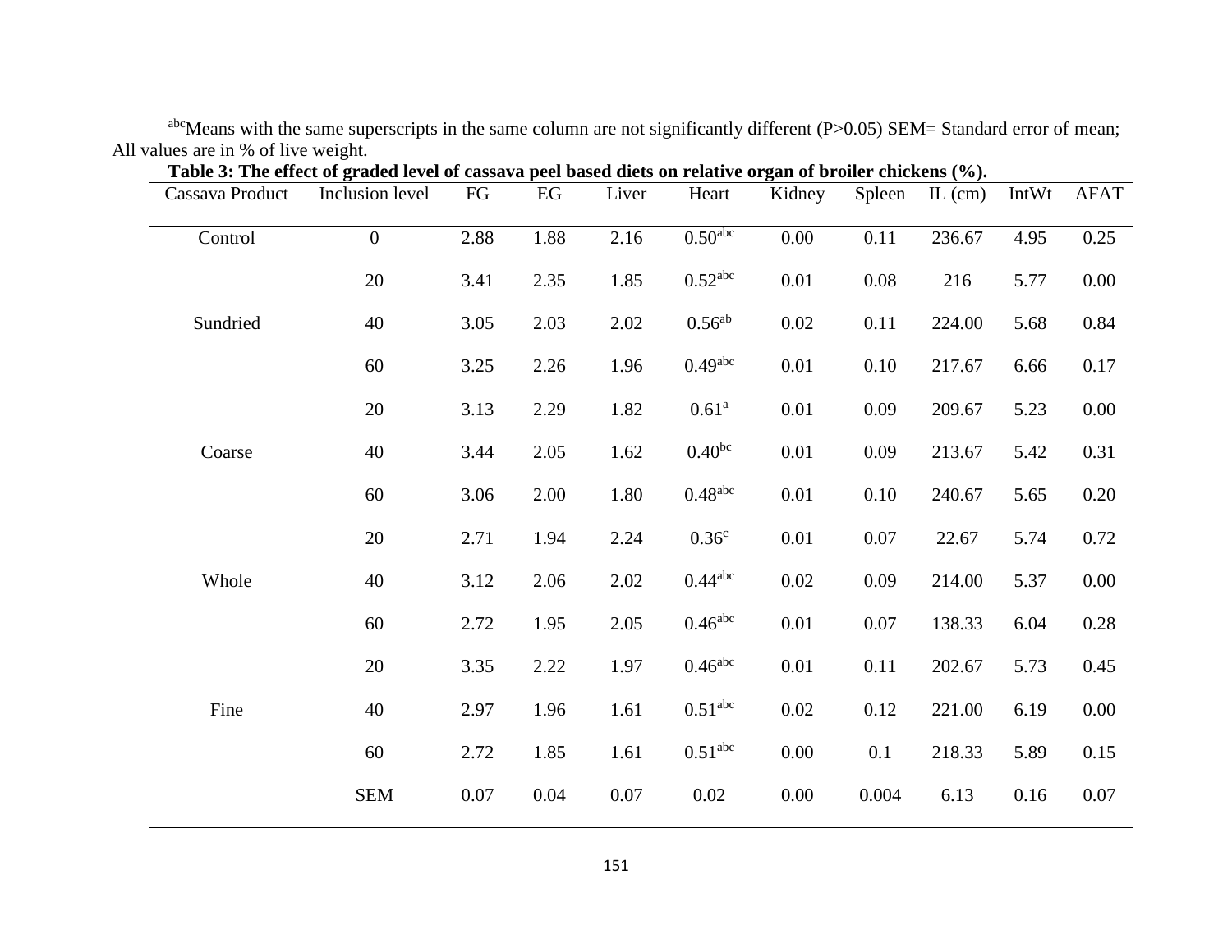[abc]Means with the same superscripts in the same column are not significantly different (P>0.05) SEM= Standard error of mean; All values are in % of live weight.

**Table 3: The effect of graded level of cassava peel based diets on relative organ of broiler chickens (%).**

| Cassava Product | Inclusion level | FG | EG | Liver | Heart | Kidney | Spleen | IL (cm) | IntWt | AFAT |
|---|---|---|---|---|---|---|---|---|---|---|
| Control | 0 | 2.88 | 1.88 | 2.16 | $0.50^{abc}$ | 0.00 | 0.11 | 236.67 | 4.95 | 0.25 |
| | 20 | 3.41 | 2.35 | 1.85 | $0.52^{abc}$ | 0.01 | 0.08 | 216 | 5.77 | 0.00 |
| Sundried | 40 | 3.05 | 2.03 | 2.02 | $0.56^{ab}$ | 0.02 | 0.11 | 224.00 | 5.68 | 0.84 |
| | 60 | 3.25 | 2.26 | 1.96 | $0.49^{abc}$ | 0.01 | 0.10 | 217.67 | 6.66 | 0.17 |
| | 20 | 3.13 | 2.29 | 1.82 | $0.61^{a}$ | 0.01 | 0.09 | 209.67 | 5.23 | 0.00 |
| Coarse | 40 | 3.44 | 2.05 | 1.62 | $0.40^{bc}$ | 0.01 | 0.09 | 213.67 | 5.42 | 0.31 |
| | 60 | 3.06 | 2.00 | 1.80 | $0.48^{abc}$ | 0.01 | 0.10 | 240.67 | 5.65 | 0.20 |
| | 20 | 2.71 | 1.94 | 2.24 | $0.36^{c}$ | 0.01 | 0.07 | 22.67 | 5.74 | 0.72 |
| Whole | 40 | 3.12 | 2.06 | 2.02 | $0.44^{abc}$ | 0.02 | 0.09 | 214.00 | 5.37 | 0.00 |
| | 60 | 2.72 | 1.95 | 2.05 | $0.46^{abc}$ | 0.01 | 0.07 | 138.33 | 6.04 | 0.28 |
| | 20 | 3.35 | 2.22 | 1.97 | $0.46^{abc}$ | 0.01 | 0.11 | 202.67 | 5.73 | 0.45 |
| Fine | 40 | 2.97 | 1.96 | 1.61 | $0.51^{abc}$ | 0.02 | 0.12 | 221.00 | 6.19 | 0.00 |
| | 60 | 2.72 | 1.85 | 1.61 | $0.51^{abc}$ | 0.00 | 0.1 | 218.33 | 5.89 | 0.15 |
| | SEM | 0.07 | 0.04 | 0.07 | 0.02 | 0.00 | 0.004 | 6.13 | 0.16 | 0.07 |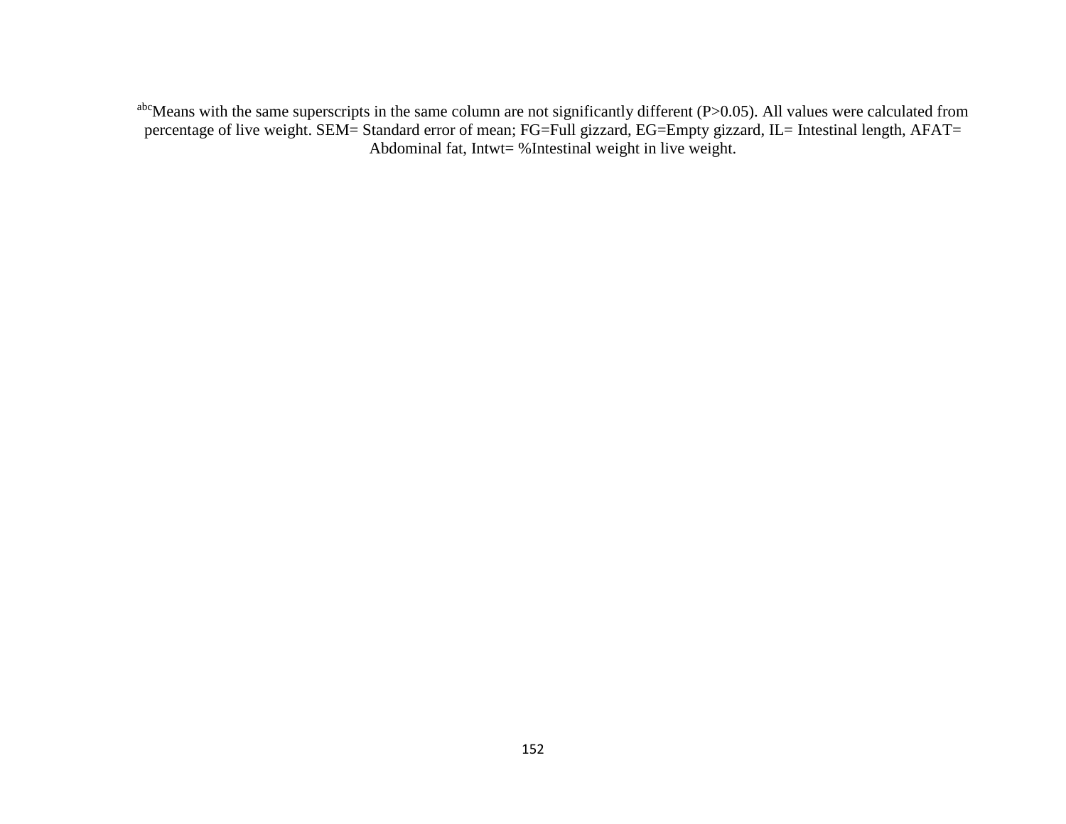[abc]Means with the same superscripts in the same column are not significantly different (P>0.05). All values were calculated from percentage of live weight. SEM= Standard error of mean; FG=Full gizzard, EG=Empty gizzard, IL= Intestinal length, AFAT= Abdominal fat, Intwt= %Intestinal weight in live weight.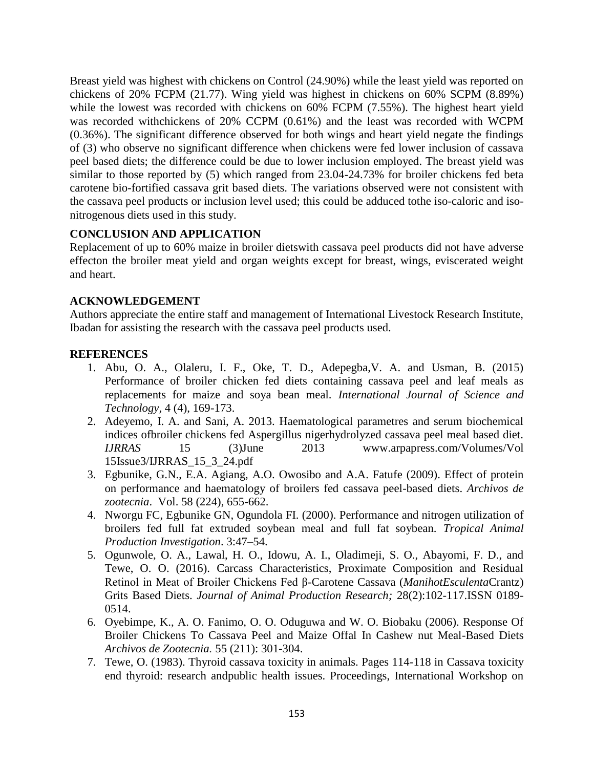Breast yield was highest with chickens on Control (24.90%) while the least yield was reported on chickens of 20% FCPM (21.77). Wing yield was highest in chickens on 60% SCPM (8.89%) while the lowest was recorded with chickens on 60% FCPM (7.55%). The highest heart yield was recorded withchickens of 20% CCPM (0.61%) and the least was recorded with WCPM (0.36%). The significant difference observed for both wings and heart yield negate the findings of (3) who observe no significant difference when chickens were fed lower inclusion of cassava peel based diets; the difference could be due to lower inclusion employed. The breast yield was similar to those reported by (5) which ranged from 23.04-24.73% for broiler chickens fed beta carotene bio-fortified cassava grit based diets. The variations observed were not consistent with the cassava peel products or inclusion level used; this could be adduced tothe iso-caloric and iso-nitrogenous diets used in this study.

## CONCLUSION AND APPLICATION

Replacement of up to 60% maize in broiler dietswith cassava peel products did not have adverse effecton the broiler meat yield and organ weights except for breast, wings, eviscerated weight and heart.

## ACKNOWLEDGEMENT

Authors appreciate the entire staff and management of International Livestock Research Institute, Ibadan for assisting the research with the cassava peel products used.

## REFERENCES

1. Abu, O. A., Olaleru, I. F., Oke, T. D., Adepegba,V. A. and Usman, B. (2015) Performance of broiler chicken fed diets containing cassava peel and leaf meals as replacements for maize and soya bean meal. *International Journal of Science and Technology,* 4 (4), 169-173.
2. Adeyemo, I. A. and Sani, A. 2013. Haematological parametres and serum biochemical indices ofbroiler chickens fed Aspergillus nigerhydrolyzed cassava peel meal based diet. *IJRRAS* 15 (3)June 2013 www.arpapress.com/Volumes/Vol 15Issue3/IJRRAS_15_3_24.pdf
3. Egbunike, G.N., E.A. Agiang, A.O. Owosibo and A.A. Fatufe (2009). Effect of protein on performance and haematology of broilers fed cassava peel-based diets. *Archivos de zootecnia*. Vol. 58 (224), 655-662.
4. Nworgu FC, Egbunike GN, Ogundola FI. (2000). Performance and nitrogen utilization of broilers fed full fat extruded soybean meal and full fat soybean. *Tropical Animal Production Investigation*. 3:47–54.
5. Ogunwole, O. A., Lawal, H. O., Idowu, A. I., Oladimeji, S. O., Abayomi, F. D., and Tewe, O. O. (2016). Carcass Characteristics, Proximate Composition and Residual Retinol in Meat of Broiler Chickens Fed β-Carotene Cassava (*ManihotEsculenta*Crantz) Grits Based Diets. *Journal of Animal Production Research;* 28(2):102-117.ISSN 0189-0514.
6. Oyebimpe, K., A. O. Fanimo, O. O. Oduguwa and W. O. Biobaku (2006). Response Of Broiler Chickens To Cassava Peel and Maize Offal In Cashew nut Meal-Based Diets *Archivos de Zootecnia.* 55 (211): 301-304.
7. Tewe, O. (1983). Thyroid cassava toxicity in animals. Pages 114-118 in Cassava toxicity end thyroid: research andpublic health issues. Proceedings, International Workshop on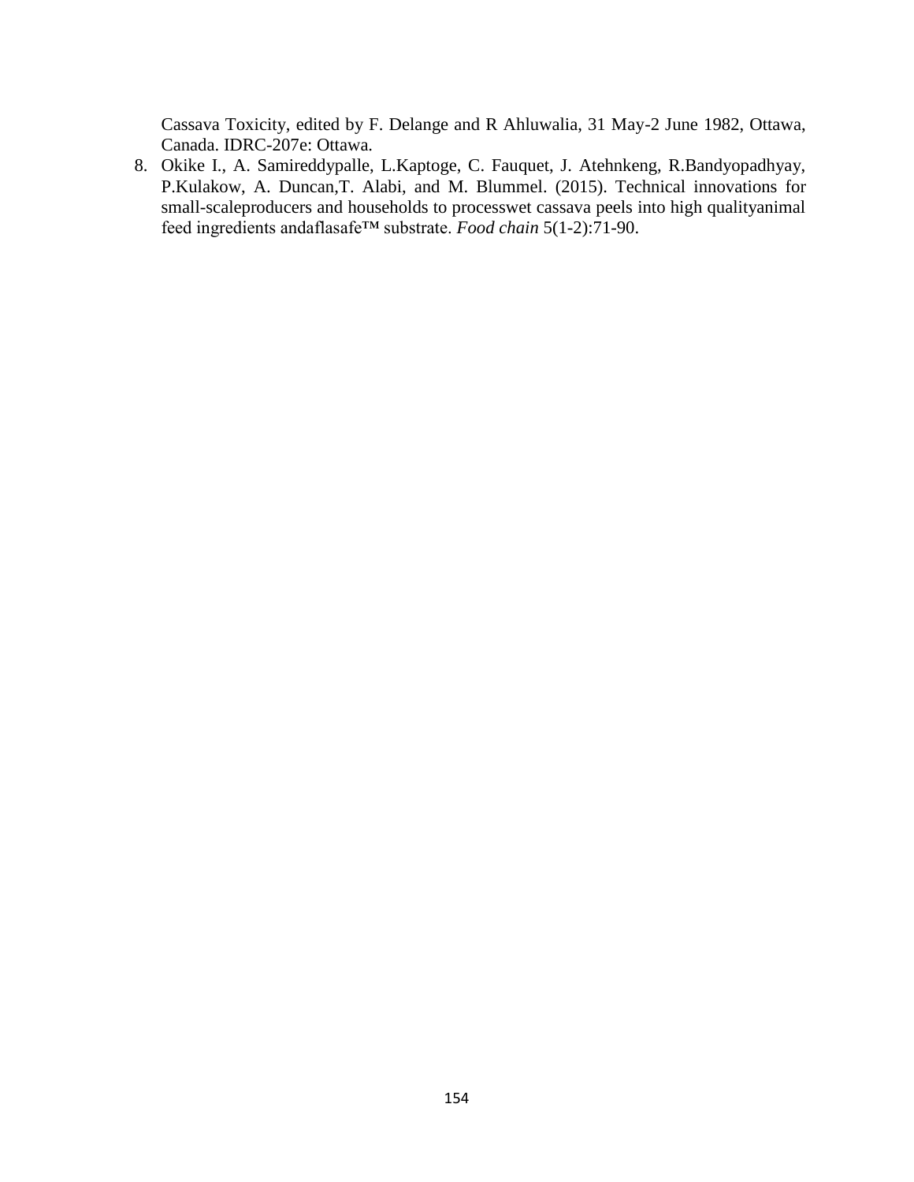Cassava Toxicity, edited by F. Delange and R Ahluwalia, 31 May-2 June 1982, Ottawa, Canada. IDRC-207e: Ottawa.

8. Okike I., A. Samireddypalle, L.Kaptoge, C. Fauquet, J. Atehnkeng, R.Bandyopadhyay, P.Kulakow, A. Duncan,T. Alabi, and M. Blummel. (2015). Technical innovations for small-scaleproducers and households to processwet cassava peels into high qualityanimal feed ingredients andaflasafe™ substrate. *Food chain* 5(1-2):71-90.